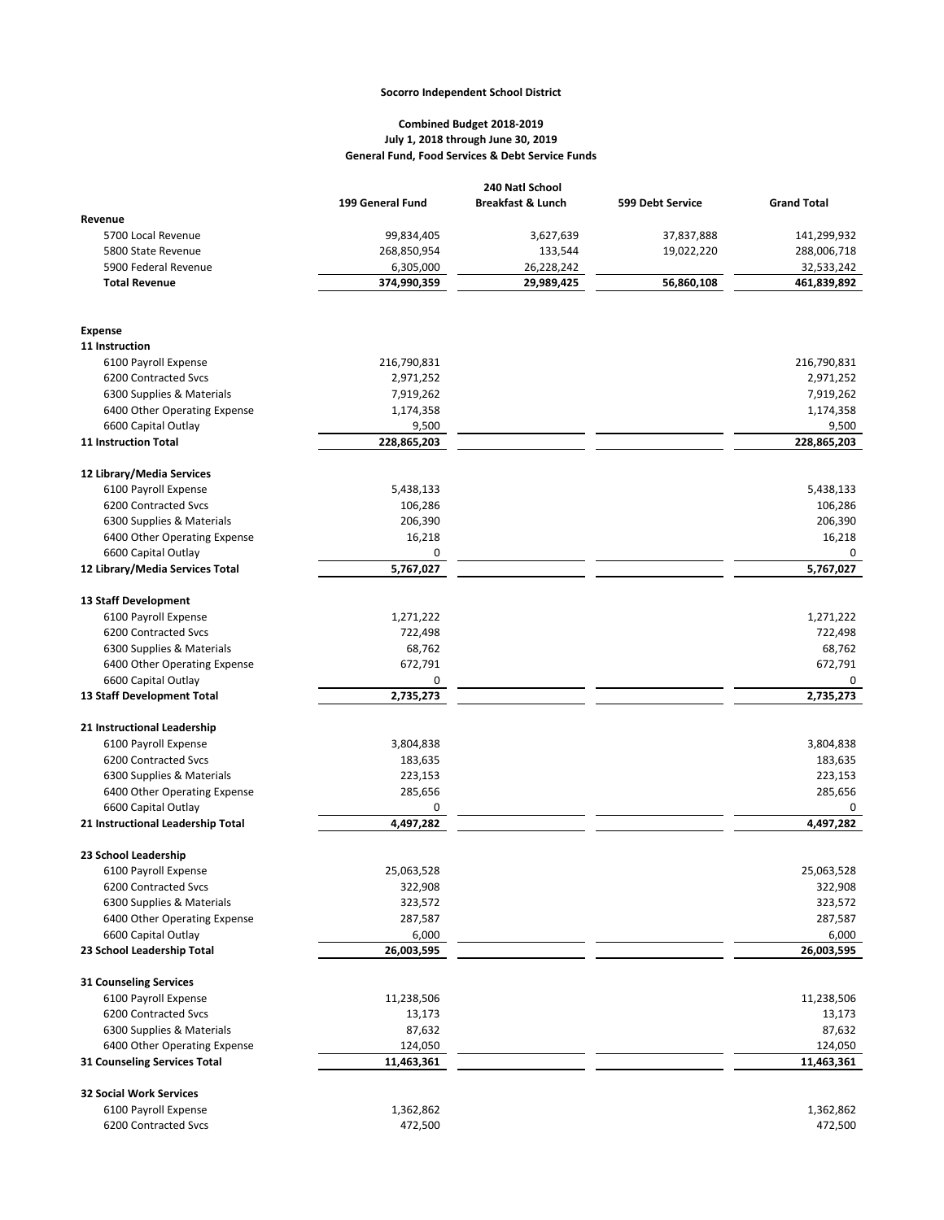**Socorro Independent School District**

**Combined Budget 2018-2019**
**July 1, 2018 through June 30, 2019**
**General Fund, Food Services & Debt Service Funds**

| | 199 General Fund | 240 Natl School Breakfast & Lunch | 599 Debt Service | Grand Total |
|---|---|---|---|---|
| **Revenue** | | | | |
| 5700 Local Revenue | 99,834,405 | 3,627,639 | 37,837,888 | 141,299,932 |
| 5800 State Revenue | 268,850,954 | 133,544 | 19,022,220 | 288,006,718 |
| 5900 Federal Revenue | 6,305,000 | 26,228,242 | | 32,533,242 |
| **Total Revenue** | **374,990,359** | **29,989,425** | **56,860,108** | **461,839,892** |
| | | | | |
| **Expense** | | | | |
| **11 Instruction** | | | | |
| 6100 Payroll Expense | 216,790,831 | | | 216,790,831 |
| 6200 Contracted Svcs | 2,971,252 | | | 2,971,252 |
| 6300 Supplies & Materials | 7,919,262 | | | 7,919,262 |
| 6400 Other Operating Expense | 1,174,358 | | | 1,174,358 |
| 6600 Capital Outlay | 9,500 | | | 9,500 |
| **11 Instruction Total** | **228,865,203** | | | **228,865,203** |
| | | | | |
| **12 Library/Media Services** | | | | |
| 6100 Payroll Expense | 5,438,133 | | | 5,438,133 |
| 6200 Contracted Svcs | 106,286 | | | 106,286 |
| 6300 Supplies & Materials | 206,390 | | | 206,390 |
| 6400 Other Operating Expense | 16,218 | | | 16,218 |
| 6600 Capital Outlay | 0 | | | 0 |
| **12 Library/Media Services Total** | **5,767,027** | | | **5,767,027** |
| | | | | |
| **13 Staff Development** | | | | |
| 6100 Payroll Expense | 1,271,222 | | | 1,271,222 |
| 6200 Contracted Svcs | 722,498 | | | 722,498 |
| 6300 Supplies & Materials | 68,762 | | | 68,762 |
| 6400 Other Operating Expense | 672,791 | | | 672,791 |
| 6600 Capital Outlay | 0 | | | 0 |
| **13 Staff Development Total** | **2,735,273** | | | **2,735,273** |
| | | | | |
| **21 Instructional Leadership** | | | | |
| 6100 Payroll Expense | 3,804,838 | | | 3,804,838 |
| 6200 Contracted Svcs | 183,635 | | | 183,635 |
| 6300 Supplies & Materials | 223,153 | | | 223,153 |
| 6400 Other Operating Expense | 285,656 | | | 285,656 |
| 6600 Capital Outlay | 0 | | | 0 |
| **21 Instructional Leadership Total** | **4,497,282** | | | **4,497,282** |
| | | | | |
| **23 School Leadership** | | | | |
| 6100 Payroll Expense | 25,063,528 | | | 25,063,528 |
| 6200 Contracted Svcs | 322,908 | | | 322,908 |
| 6300 Supplies & Materials | 323,572 | | | 323,572 |
| 6400 Other Operating Expense | 287,587 | | | 287,587 |
| 6600 Capital Outlay | 6,000 | | | 6,000 |
| **23 School Leadership Total** | **26,003,595** | | | **26,003,595** |
| | | | | |
| **31 Counseling Services** | | | | |
| 6100 Payroll Expense | 11,238,506 | | | 11,238,506 |
| 6200 Contracted Svcs | 13,173 | | | 13,173 |
| 6300 Supplies & Materials | 87,632 | | | 87,632 |
| 6400 Other Operating Expense | 124,050 | | | 124,050 |
| **31 Counseling Services Total** | **11,463,361** | | | **11,463,361** |
| | | | | |
| **32 Social Work Services** | | | | |
| 6100 Payroll Expense | 1,362,862 | | | 1,362,862 |
| 6200 Contracted Svcs | 472,500 | | | 472,500 |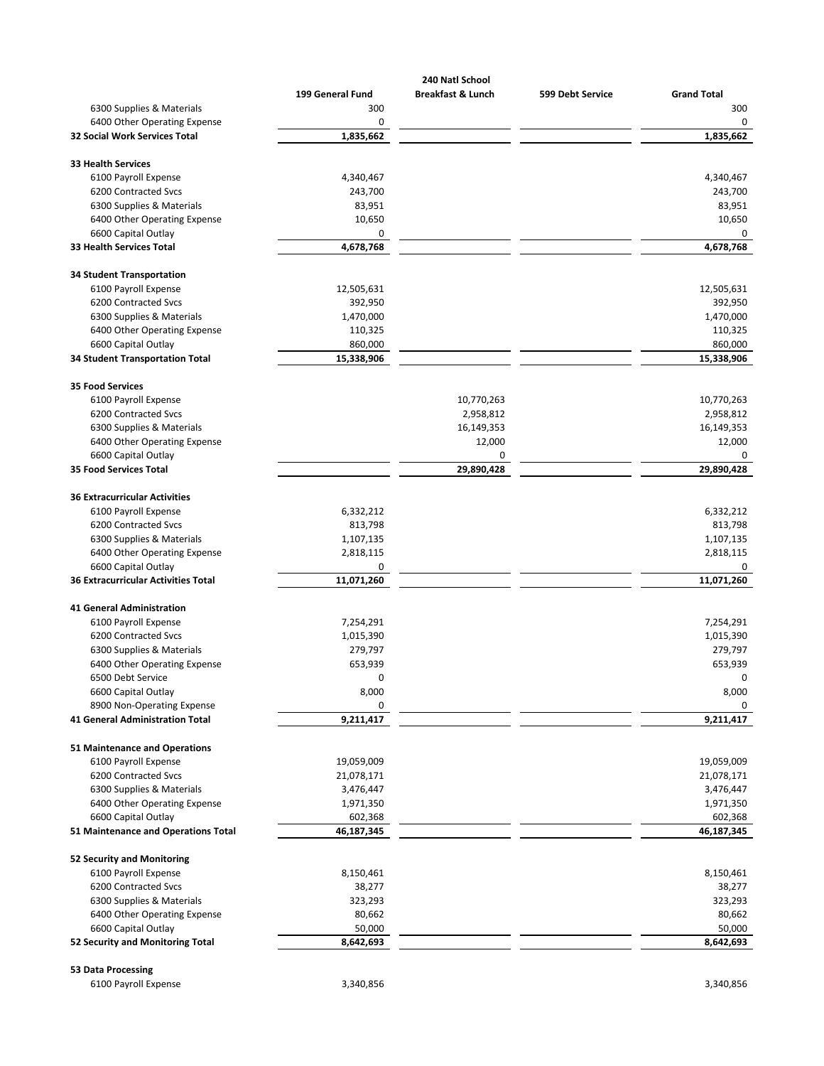| | 199 General Fund | 240 Natl School Breakfast & Lunch | 599 Debt Service | Grand Total |
|---|---|---|---|---|
| 6300 Supplies & Materials | 300 | | | 300 |
| 6400 Other Operating Expense | 0 | | | 0 |
| **32 Social Work Services Total** | **1,835,662** | | | **1,835,662** |
| | | | | |
| **33 Health Services** | | | | |
| 6100 Payroll Expense | 4,340,467 | | | 4,340,467 |
| 6200 Contracted Svcs | 243,700 | | | 243,700 |
| 6300 Supplies & Materials | 83,951 | | | 83,951 |
| 6400 Other Operating Expense | 10,650 | | | 10,650 |
| 6600 Capital Outlay | 0 | | | 0 |
| **33 Health Services Total** | **4,678,768** | | | **4,678,768** |
| | | | | |
| **34 Student Transportation** | | | | |
| 6100 Payroll Expense | 12,505,631 | | | 12,505,631 |
| 6200 Contracted Svcs | 392,950 | | | 392,950 |
| 6300 Supplies & Materials | 1,470,000 | | | 1,470,000 |
| 6400 Other Operating Expense | 110,325 | | | 110,325 |
| 6600 Capital Outlay | 860,000 | | | 860,000 |
| **34 Student Transportation Total** | **15,338,906** | | | **15,338,906** |
| | | | | |
| **35 Food Services** | | | | |
| 6100 Payroll Expense | | 10,770,263 | | 10,770,263 |
| 6200 Contracted Svcs | | 2,958,812 | | 2,958,812 |
| 6300 Supplies & Materials | | 16,149,353 | | 16,149,353 |
| 6400 Other Operating Expense | | 12,000 | | 12,000 |
| 6600 Capital Outlay | | 0 | | 0 |
| **35 Food Services Total** | | **29,890,428** | | **29,890,428** |
| | | | | |
| **36 Extracurricular Activities** | | | | |
| 6100 Payroll Expense | 6,332,212 | | | 6,332,212 |
| 6200 Contracted Svcs | 813,798 | | | 813,798 |
| 6300 Supplies & Materials | 1,107,135 | | | 1,107,135 |
| 6400 Other Operating Expense | 2,818,115 | | | 2,818,115 |
| 6600 Capital Outlay | 0 | | | 0 |
| **36 Extracurricular Activities Total** | **11,071,260** | | | **11,071,260** |
| | | | | |
| **41 General Administration** | | | | |
| 6100 Payroll Expense | 7,254,291 | | | 7,254,291 |
| 6200 Contracted Svcs | 1,015,390 | | | 1,015,390 |
| 6300 Supplies & Materials | 279,797 | | | 279,797 |
| 6400 Other Operating Expense | 653,939 | | | 653,939 |
| 6500 Debt Service | 0 | | | 0 |
| 6600 Capital Outlay | 8,000 | | | 8,000 |
| 8900 Non-Operating Expense | 0 | | | 0 |
| **41 General Administration Total** | **9,211,417** | | | **9,211,417** |
| | | | | |
| **51 Maintenance and Operations** | | | | |
| 6100 Payroll Expense | 19,059,009 | | | 19,059,009 |
| 6200 Contracted Svcs | 21,078,171 | | | 21,078,171 |
| 6300 Supplies & Materials | 3,476,447 | | | 3,476,447 |
| 6400 Other Operating Expense | 1,971,350 | | | 1,971,350 |
| 6600 Capital Outlay | 602,368 | | | 602,368 |
| **51 Maintenance and Operations Total** | **46,187,345** | | | **46,187,345** |
| | | | | |
| **52 Security and Monitoring** | | | | |
| 6100 Payroll Expense | 8,150,461 | | | 8,150,461 |
| 6200 Contracted Svcs | 38,277 | | | 38,277 |
| 6300 Supplies & Materials | 323,293 | | | 323,293 |
| 6400 Other Operating Expense | 80,662 | | | 80,662 |
| 6600 Capital Outlay | 50,000 | | | 50,000 |
| **52 Security and Monitoring Total** | **8,642,693** | | | **8,642,693** |
| | | | | |
| **53 Data Processing** | | | | |
| 6100 Payroll Expense | 3,340,856 | | | 3,340,856 |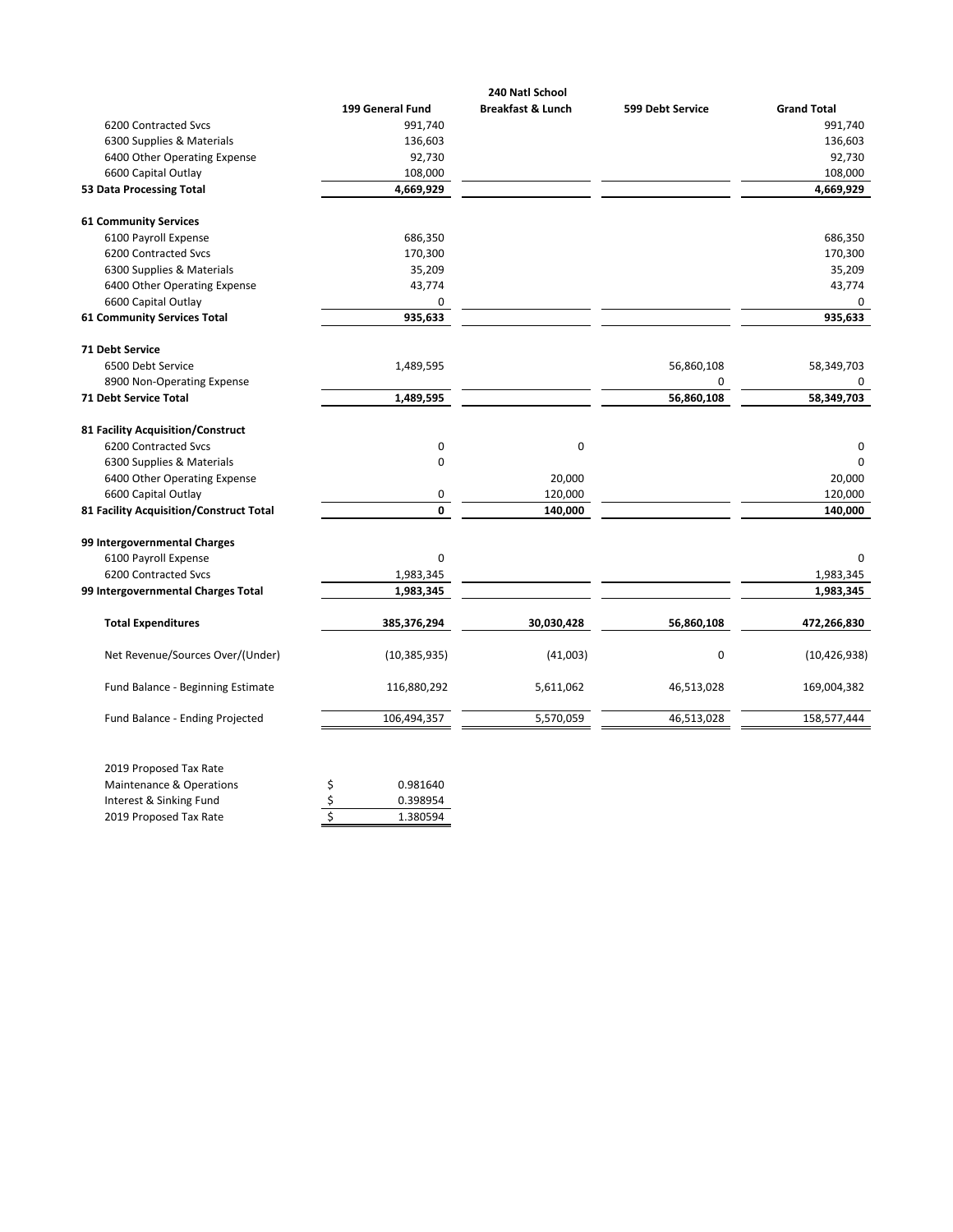| | 199 General Fund | 240 Natl School Breakfast & Lunch | 599 Debt Service | Grand Total |
|---|---|---|---|---|
| 6200 Contracted Svcs | 991,740 | | | 991,740 |
| 6300 Supplies & Materials | 136,603 | | | 136,603 |
| 6400 Other Operating Expense | 92,730 | | | 92,730 |
| 6600 Capital Outlay | 108,000 | | | 108,000 |
| **53 Data Processing Total** | **4,669,929** | | | **4,669,929** |
| | | | | |
| **61 Community Services** | | | | |
| 6100 Payroll Expense | 686,350 | | | 686,350 |
| 6200 Contracted Svcs | 170,300 | | | 170,300 |
| 6300 Supplies & Materials | 35,209 | | | 35,209 |
| 6400 Other Operating Expense | 43,774 | | | 43,774 |
| 6600 Capital Outlay | 0 | | | 0 |
| **61 Community Services Total** | **935,633** | | | **935,633** |
| | | | | |
| **71 Debt Service** | | | | |
| 6500 Debt Service | 1,489,595 | | 56,860,108 | 58,349,703 |
| 8900 Non-Operating Expense | | | 0 | 0 |
| **71 Debt Service Total** | **1,489,595** | | **56,860,108** | **58,349,703** |
| | | | | |
| **81 Facility Acquisition/Construct** | | | | |
| 6200 Contracted Svcs | 0 | 0 | | 0 |
| 6300 Supplies & Materials | 0 | | | 0 |
| 6400 Other Operating Expense | | 20,000 | | 20,000 |
| 6600 Capital Outlay | 0 | 120,000 | | 120,000 |
| **81 Facility Acquisition/Construct Total** | **0** | **140,000** | | **140,000** |
| | | | | |
| **99 Intergovernmental Charges** | | | | |
| 6100 Payroll Expense | 0 | | | 0 |
| 6200 Contracted Svcs | 1,983,345 | | | 1,983,345 |
| **99 Intergovernmental Charges Total** | **1,983,345** | | | **1,983,345** |
| | | | | |
| **Total Expenditures** | **385,376,294** | **30,030,428** | **56,860,108** | **472,266,830** |
| | | | | |
| Net Revenue/Sources Over/(Under) | (10,385,935) | (41,003) | 0 | (10,426,938) |
| | | | | |
| Fund Balance - Beginning Estimate | 116,880,292 | 5,611,062 | 46,513,028 | 169,004,382 |
| | | | | |
| Fund Balance - Ending Projected | 106,494,357 | 5,570,059 | 46,513,028 | 158,577,444 |

| 2019 Proposed Tax Rate | |
|---|---|
| Maintenance & Operations | $ 0.981640 |
| Interest & Sinking Fund | $ 0.398954 |
| 2019 Proposed Tax Rate | $ 1.380594 |